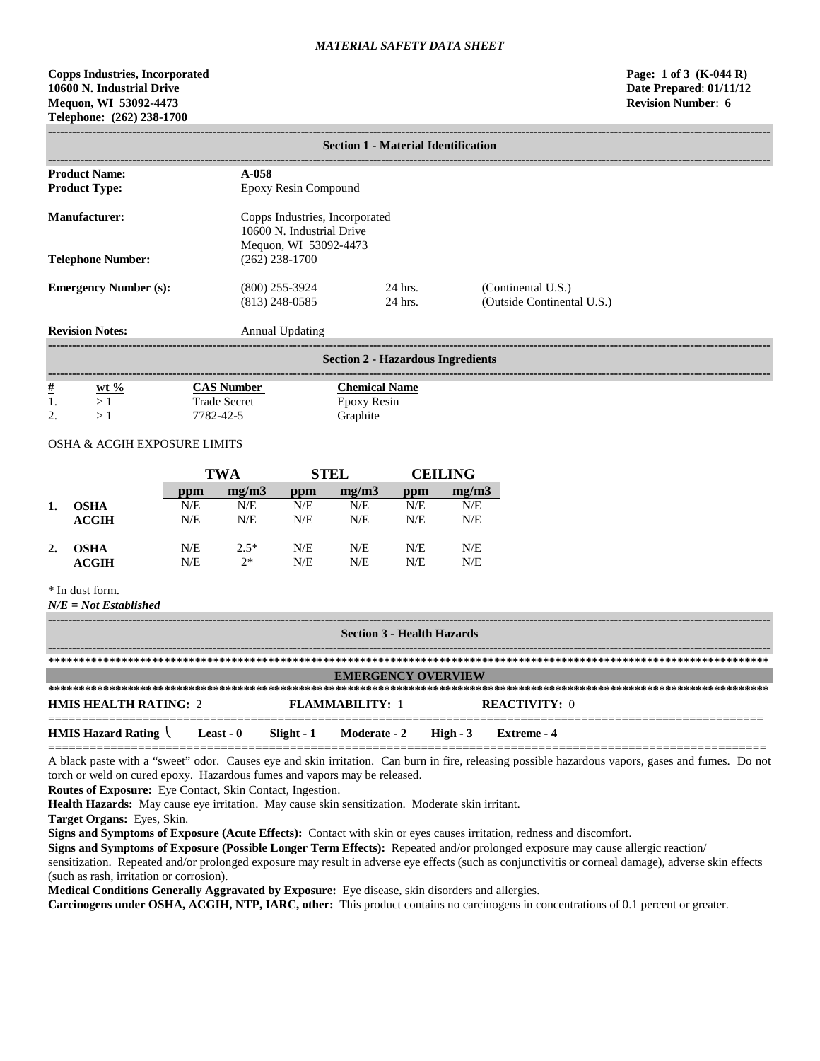# MATERIAL SAFETY DATA SHEET

**Copps Industries, Incorporated**
**10600 N. Industrial Drive**
**Mequon, WI 53092-4473**
**Telephone: (262) 238-1700**

**Page: 1 of 3 (K-044 R)**
**Date Prepared: 01/11/12**
**Revision Number: 6**

## Section 1 - Material Identification

**Product Name:** **A-058**
**Product Type:** Epoxy Resin Compound

**Manufacturer:** Copps Industries, Incorporated
10600 N. Industrial Drive
Mequon, WI 53092-4473
**Telephone Number:** (262) 238-1700

| **Emergency Number (s):** | (800) 255-3924 | 24 hrs. | (Continental U.S.) |
|---|---|---|---|
| | (813) 248-0585 | 24 hrs. | (Outside Continental U.S.) |

**Revision Notes:** Annual Updating

## Section 2 - Hazardous Ingredients

| # | wt % | CAS Number | Chemical Name |
|---|---|---|---|
| 1. | > 1 | Trade Secret | Epoxy Resin |
| 2. | > 1 | 7782-42-5 | Graphite |

OSHA & ACGIH EXPOSURE LIMITS

| | | TWA | | STEL | | CEILING | |
|---|---|---|---|---|---|---|---|
| | | ppm | mg/m3 | ppm | mg/m3 | ppm | mg/m3 |
| **1.** | **OSHA** | N/E | N/E | N/E | N/E | N/E | N/E |
| | **ACGIH** | N/E | N/E | N/E | N/E | N/E | N/E |
| **2.** | **OSHA** | N/E | 2.5* | N/E | N/E | N/E | N/E |
| | **ACGIH** | N/E | 2* | N/E | N/E | N/E | N/E |

* In dust form.
***N/E = Not Established***

## Section 3 - Health Hazards

### EMERGENCY OVERVIEW

**HMIS HEALTH RATING:** 2 **FLAMMABILITY:** 1 **REACTIVITY:** 0

**HMIS Hazard Rating** **Least - 0** **Slight - 1** **Moderate - 2** **High - 3** **Extreme - 4**

A black paste with a "sweet" odor. Causes eye and skin irritation. Can burn in fire, releasing possible hazardous vapors, gases and fumes. Do not torch or weld on cured epoxy. Hazardous fumes and vapors may be released.

**Routes of Exposure:** Eye Contact, Skin Contact, Ingestion.

**Health Hazards:** May cause eye irritation. May cause skin sensitization. Moderate skin irritant.

**Target Organs:** Eyes, Skin.

**Signs and Symptoms of Exposure (Acute Effects):** Contact with skin or eyes causes irritation, redness and discomfort.

**Signs and Symptoms of Exposure (Possible Longer Term Effects):** Repeated and/or prolonged exposure may cause allergic reaction/ sensitization. Repeated and/or prolonged exposure may result in adverse eye effects (such as conjunctivitis or corneal damage), adverse skin effects (such as rash, irritation or corrosion).

**Medical Conditions Generally Aggravated by Exposure:** Eye disease, skin disorders and allergies.

**Carcinogens under OSHA, ACGIH, NTP, IARC, other:** This product contains no carcinogens in concentrations of 0.1 percent or greater.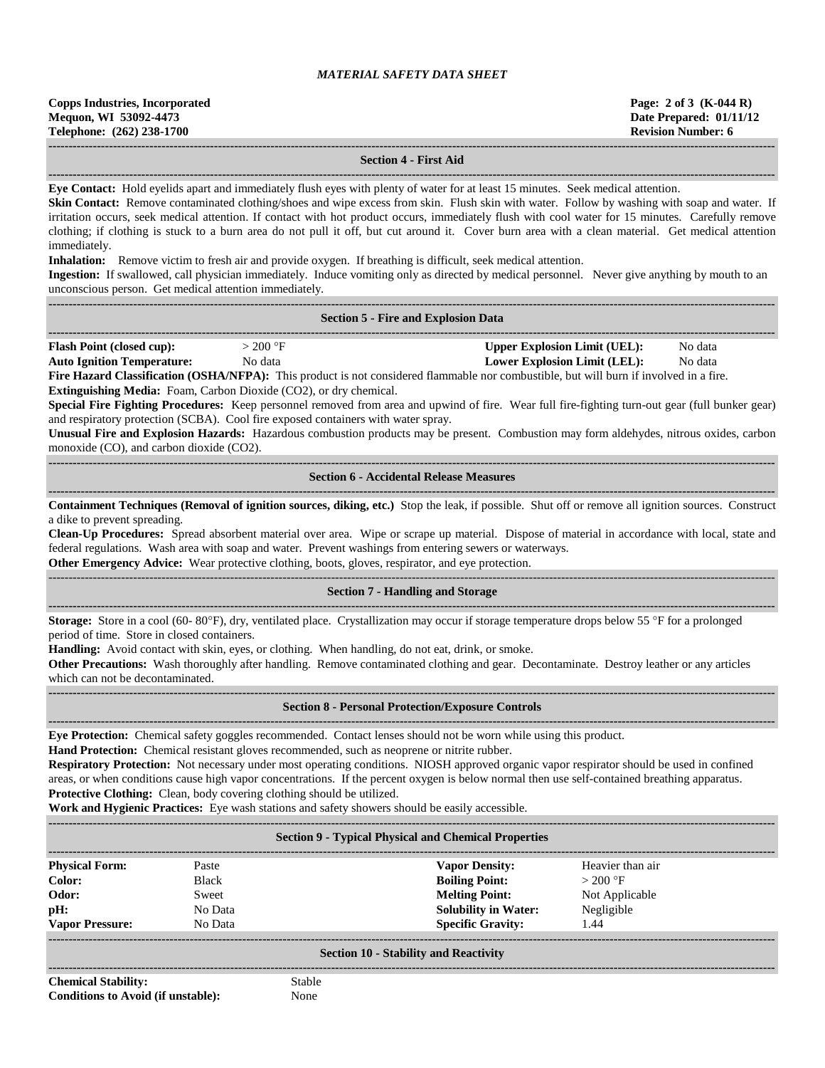## Section 4 - First Aid

**Eye Contact:** Hold eyelids apart and immediately flush eyes with plenty of water for at least 15 minutes. Seek medical attention.

**Skin Contact:** Remove contaminated clothing/shoes and wipe excess from skin. Flush skin with water. Follow by washing with soap and water. If irritation occurs, seek medical attention. If contact with hot product occurs, immediately flush with cool water for 15 minutes. Carefully remove clothing; if clothing is stuck to a burn area do not pull it off, but cut around it. Cover burn area with a clean material. Get medical attention immediately.

**Inhalation:** Remove victim to fresh air and provide oxygen. If breathing is difficult, seek medical attention.

**Ingestion:** If swallowed, call physician immediately. Induce vomiting only as directed by medical personnel. Never give anything by mouth to an unconscious person. Get medical attention immediately.

## Section 5 - Fire and Explosion Data

| | | | |
|---|---|---|---|
| **Flash Point (closed cup):** | > 200 °F | **Upper Explosion Limit (UEL):** | No data |
| **Auto Ignition Temperature:** | No data | **Lower Explosion Limit (LEL):** | No data |

**Fire Hazard Classification (OSHA/NFPA):** This product is not considered flammable nor combustible, but will burn if involved in a fire.

**Extinguishing Media:** Foam, Carbon Dioxide ($CO_2$), or dry chemical.

**Special Fire Fighting Procedures:** Keep personnel removed from area and upwind of fire. Wear full fire-fighting turn-out gear (full bunker gear) and respiratory protection (SCBA). Cool fire exposed containers with water spray.

**Unusual Fire and Explosion Hazards:** Hazardous combustion products may be present. Combustion may form aldehydes, nitrous oxides, carbon monoxide (CO), and carbon dioxide ($CO_2$).

## Section 6 - Accidental Release Measures

**Containment Techniques (Removal of ignition sources, diking, etc.)** Stop the leak, if possible. Shut off or remove all ignition sources. Construct a dike to prevent spreading.

**Clean-Up Procedures:** Spread absorbent material over area. Wipe or scrape up material. Dispose of material in accordance with local, state and federal regulations. Wash area with soap and water. Prevent washings from entering sewers or waterways.

**Other Emergency Advice:** Wear protective clothing, boots, gloves, respirator, and eye protection.

## Section 7 - Handling and Storage

**Storage:** Store in a cool (60- 80°F), dry, ventilated place. Crystallization may occur if storage temperature drops below 55 °F for a prolonged period of time. Store in closed containers.

**Handling:** Avoid contact with skin, eyes, or clothing. When handling, do not eat, drink, or smoke.

**Other Precautions:** Wash thoroughly after handling. Remove contaminated clothing and gear. Decontaminate. Destroy leather or any articles which can not be decontaminated.

## Section 8 - Personal Protection/Exposure Controls

**Eye Protection:** Chemical safety goggles recommended. Contact lenses should not be worn while using this product.

**Hand Protection:** Chemical resistant gloves recommended, such as neoprene or nitrite rubber.

**Respiratory Protection:** Not necessary under most operating conditions. NIOSH approved organic vapor respirator should be used in confined areas, or when conditions cause high vapor concentrations. If the percent oxygen is below normal then use self-contained breathing apparatus.

**Protective Clothing:** Clean, body covering clothing should be utilized.

**Work and Hygienic Practices:** Eye wash stations and safety showers should be easily accessible.

## Section 9 - Typical Physical and Chemical Properties

| | | | |
|---|---|---|---|
| **Physical Form:** | Paste | **Vapor Density:** | Heavier than air |
| **Color:** | Black | **Boiling Point:** | > 200 °F |
| **Odor:** | Sweet | **Melting Point:** | Not Applicable |
| **pH:** | No Data | **Solubility in Water:** | Negligible |
| **Vapor Pressure:** | No Data | **Specific Gravity:** | 1.44 |

## Section 10 - Stability and Reactivity

| | |
|---|---|
| **Chemical Stability:** | Stable |
| **Conditions to Avoid (if unstable):** | None |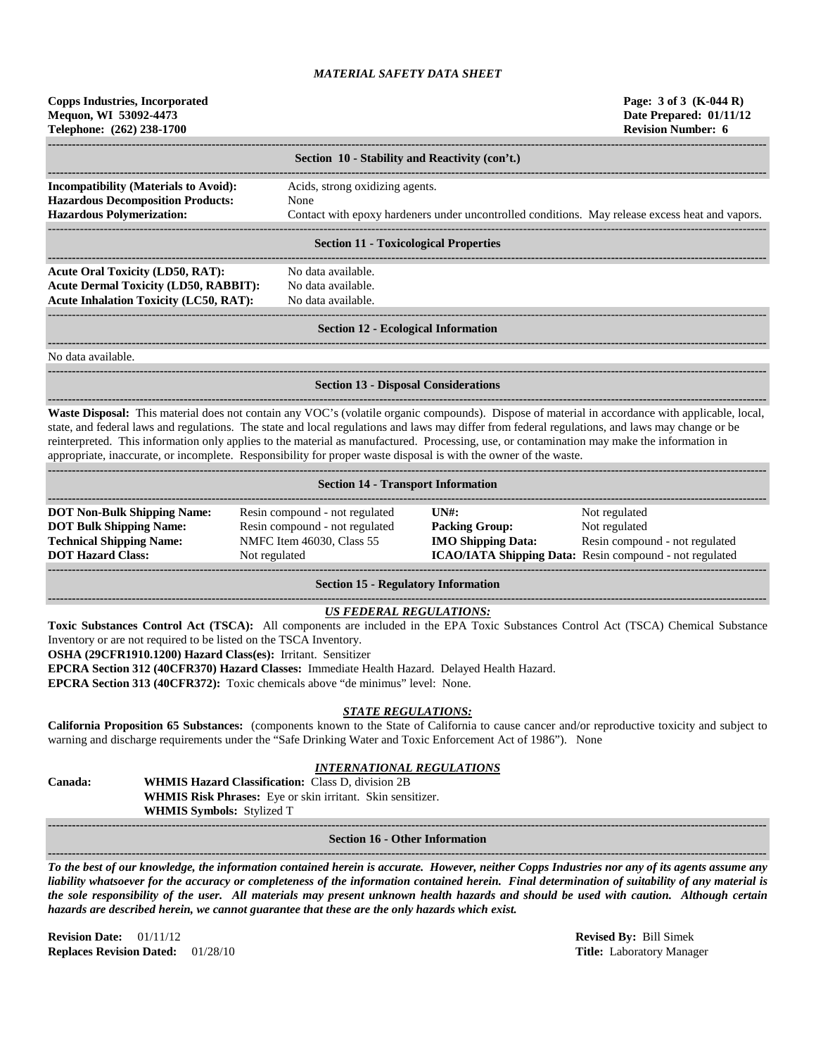## Section 10 - Stability and Reactivity (con't.)

**Incompatibility (Materials to Avoid):** Acids, strong oxidizing agents.
**Hazardous Decomposition Products:** None
**Hazardous Polymerization:** Contact with epoxy hardeners under uncontrolled conditions. May release excess heat and vapors.

## Section 11 - Toxicological Properties

**Acute Oral Toxicity (LD50, RAT):** No data available.
**Acute Dermal Toxicity (LD50, RABBIT):** No data available.
**Acute Inhalation Toxicity (LC50, RAT):** No data available.

## Section 12 - Ecological Information

No data available.

## Section 13 - Disposal Considerations

**Waste Disposal:** This material does not contain any VOC's (volatile organic compounds). Dispose of material in accordance with applicable, local, state, and federal laws and regulations. The state and local regulations and laws may differ from federal regulations, and laws may change or be reinterpreted. This information only applies to the material as manufactured. Processing, use, or contamination may make the information in appropriate, inaccurate, or incomplete. Responsibility for proper waste disposal is with the owner of the waste.

## Section 14 - Transport Information

| | | | |
|---|---|---|---|
| **DOT Non-Bulk Shipping Name:** | Resin compound - not regulated | **UN#:** | Not regulated |
| **DOT Bulk Shipping Name:** | Resin compound - not regulated | **Packing Group:** | Not regulated |
| **Technical Shipping Name:** | NMFC Item 46030, Class 55 | **IMO Shipping Data:** | Resin compound - not regulated |
| **DOT Hazard Class:** | Not regulated | **ICAO/IATA Shipping Data:** | Resin compound - not regulated |

## Section 15 - Regulatory Information

### *US FEDERAL REGULATIONS:*

**Toxic Substances Control Act (TSCA):** All components are included in the EPA Toxic Substances Control Act (TSCA) Chemical Substance Inventory or are not required to be listed on the TSCA Inventory.
**OSHA (29CFR1910.1200) Hazard Class(es):** Irritant. Sensitizer
**EPCRA Section 312 (40CFR370) Hazard Classes:** Immediate Health Hazard. Delayed Health Hazard.
**EPCRA Section 313 (40CFR372):** Toxic chemicals above "de minimus" level: None.

### *STATE REGULATIONS:*

**California Proposition 65 Substances:** (components known to the State of California to cause cancer and/or reproductive toxicity and subject to warning and discharge requirements under the "Safe Drinking Water and Toxic Enforcement Act of 1986"). None

### *INTERNATIONAL REGULATIONS*

**Canada:**
**WHMIS Hazard Classification:** Class D, division 2B
**WHMIS Risk Phrases:** Eye or skin irritant. Skin sensitizer.
**WHMIS Symbols:** Stylized T

## Section 16 - Other Information

***To the best of our knowledge, the information contained herein is accurate. However, neither Copps Industries nor any of its agents assume any liability whatsoever for the accuracy or completeness of the information contained herein. Final determination of suitability of any material is the sole responsibility of the user. All materials may present unknown health hazards and should be used with caution. Although certain hazards are described herein, we cannot guarantee that these are the only hazards which exist.***

**Revision Date:** 01/11/12
**Replaces Revision Dated:** 01/28/10

**Revised By:** Bill Simek
**Title:** Laboratory Manager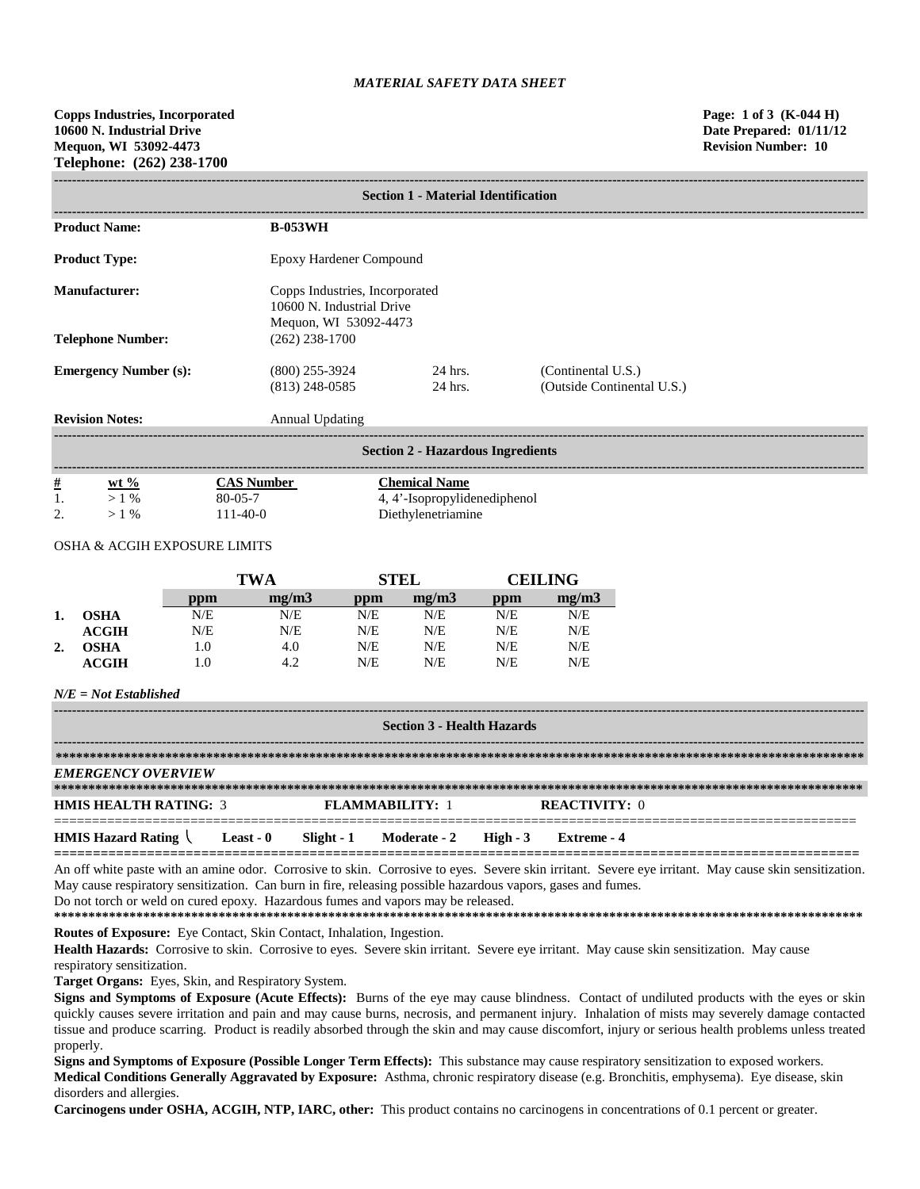*MATERIAL SAFETY DATA SHEET*

**Copps Industries, Incorporated**
**10600 N. Industrial Drive**
**Mequon, WI 53092-4473**
**Telephone: (262) 238-1700**

**Page: 1 of 3 (K-044 H)**
**Date Prepared: 01/11/12**
**Revision Number: 10**

## Section 1 - Material Identification

| | | | |
|---|---|---|---|
| **Product Name:** | **B-053WH** | | |
| **Product Type:** | Epoxy Hardener Compound | | |
| **Manufacturer:** | Copps Industries, Incorporated<br>10600 N. Industrial Drive<br>Mequon, WI 53092-4473 | | |
| **Telephone Number:** | (262) 238-1700 | | |
| **Emergency Number (s):** | (800) 255-3924<br>(813) 248-0585 | 24 hrs.<br>24 hrs. | (Continental U.S.)<br>(Outside Continental U.S.) |
| **Revision Notes:** | Annual Updating | | |

## Section 2 - Hazardous Ingredients

| # | wt % | CAS Number | Chemical Name |
|---|---|---|---|
| 1. | > 1 % | 80-05-7 | 4, 4'-Isopropylidenediphenol |
| 2. | > 1 % | 111-40-0 | Diethylenetriamine |

OSHA & ACGIH EXPOSURE LIMITS

| | | TWA | | STEL | | CEILING | |
|---|---|---|---|---|---|---|---|
| | | ppm | mg/m3 | ppm | mg/m3 | ppm | mg/m3 |
| **1.** | **OSHA** | N/E | N/E | N/E | N/E | N/E | N/E |
| | **ACGIH** | N/E | N/E | N/E | N/E | N/E | N/E |
| **2.** | **OSHA** | 1.0 | 4.0 | N/E | N/E | N/E | N/E |
| | **ACGIH** | 1.0 | 4.2 | N/E | N/E | N/E | N/E |

***N/E = Not Established***

## Section 3 - Health Hazards

***EMERGENCY OVERVIEW***

**HMIS HEALTH RATING:** 3 **FLAMMABILITY:** 1 **REACTIVITY:** 0

**HMIS Hazard Rating** **Least - 0** **Slight - 1** **Moderate - 2** **High - 3** **Extreme - 4**

An off white paste with an amine odor. Corrosive to skin. Corrosive to eyes. Severe skin irritant. Severe eye irritant. May cause skin sensitization. May cause respiratory sensitization. Can burn in fire, releasing possible hazardous vapors, gases and fumes.
Do not torch or weld on cured epoxy. Hazardous fumes and vapors may be released.

**Routes of Exposure:** Eye Contact, Skin Contact, Inhalation, Ingestion.

**Health Hazards:** Corrosive to skin. Corrosive to eyes. Severe skin irritant. Severe eye irritant. May cause skin sensitization. May cause respiratory sensitization.

**Target Organs:** Eyes, Skin, and Respiratory System.

**Signs and Symptoms of Exposure (Acute Effects):** Burns of the eye may cause blindness. Contact of undiluted products with the eyes or skin quickly causes severe irritation and pain and may cause burns, necrosis, and permanent injury. Inhalation of mists may severely damage contacted tissue and produce scarring. Product is readily absorbed through the skin and may cause discomfort, injury or serious health problems unless treated properly.

**Signs and Symptoms of Exposure (Possible Longer Term Effects):** This substance may cause respiratory sensitization to exposed workers.

**Medical Conditions Generally Aggravated by Exposure:** Asthma, chronic respiratory disease (e.g. Bronchitis, emphysema). Eye disease, skin disorders and allergies.

**Carcinogens under OSHA, ACGIH, NTP, IARC, other:** This product contains no carcinogens in concentrations of 0.1 percent or greater.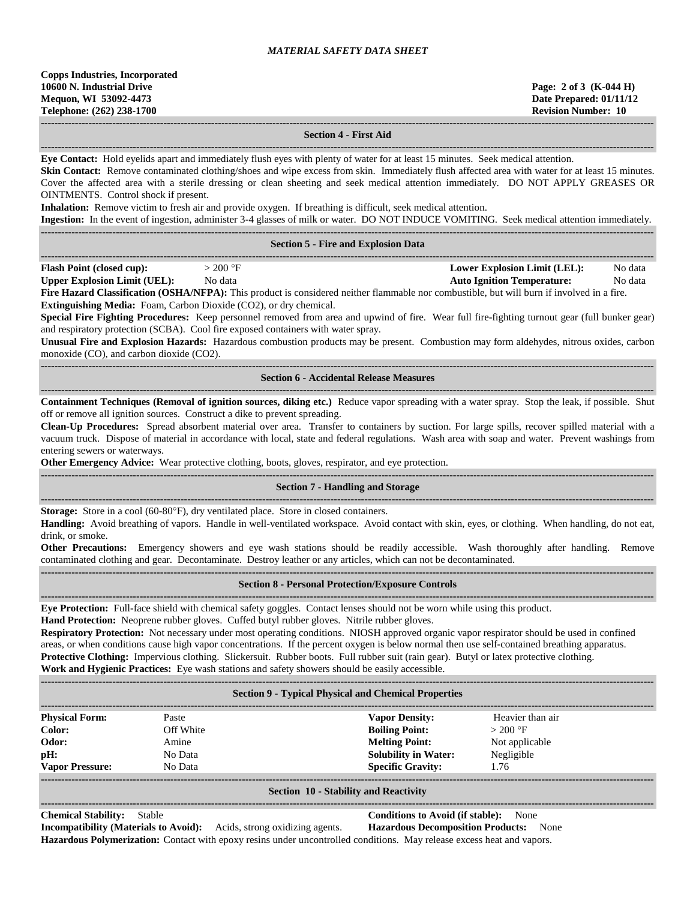## Section 4 - First Aid

**Eye Contact:** Hold eyelids apart and immediately flush eyes with plenty of water for at least 15 minutes. Seek medical attention.
**Skin Contact:** Remove contaminated clothing/shoes and wipe excess from skin. Immediately flush affected area with water for at least 15 minutes. Cover the affected area with a sterile dressing or clean sheeting and seek medical attention immediately. DO NOT APPLY GREASES OR OINTMENTS. Control shock if present.
**Inhalation:** Remove victim to fresh air and provide oxygen. If breathing is difficult, seek medical attention.
**Ingestion:** In the event of ingestion, administer 3-4 glasses of milk or water. DO NOT INDUCE VOMITING. Seek medical attention immediately.

## Section 5 - Fire and Explosion Data

| | | | |
|---|---|---|---|
| **Flash Point (closed cup):** | > 200 °F | **Lower Explosion Limit (LEL):** | No data |
| **Upper Explosion Limit (UEL):** | No data | **Auto Ignition Temperature:** | No data |

**Fire Hazard Classification (OSHA/NFPA):** This product is considered neither flammable nor combustible, but will burn if involved in a fire.
**Extinguishing Media:** Foam, Carbon Dioxide ($CO_2$), or dry chemical.
**Special Fire Fighting Procedures:** Keep personnel removed from area and upwind of fire. Wear full fire-fighting turnout gear (full bunker gear) and respiratory protection (SCBA). Cool fire exposed containers with water spray.
**Unusual Fire and Explosion Hazards:** Hazardous combustion products may be present. Combustion may form aldehydes, nitrous oxides, carbon monoxide (CO), and carbon dioxide ($CO_2$).

## Section 6 - Accidental Release Measures

**Containment Techniques (Removal of ignition sources, diking etc.)** Reduce vapor spreading with a water spray. Stop the leak, if possible. Shut off or remove all ignition sources. Construct a dike to prevent spreading.
**Clean-Up Procedures:** Spread absorbent material over area. Transfer to containers by suction. For large spills, recover spilled material with a vacuum truck. Dispose of material in accordance with local, state and federal regulations. Wash area with soap and water. Prevent washings from entering sewers or waterways.
**Other Emergency Advice:** Wear protective clothing, boots, gloves, respirator, and eye protection.

## Section 7 - Handling and Storage

**Storage:** Store in a cool (60-80°F), dry ventilated place. Store in closed containers.
**Handling:** Avoid breathing of vapors. Handle in well-ventilated workspace. Avoid contact with skin, eyes, or clothing. When handling, do not eat, drink, or smoke.
**Other Precautions:** Emergency showers and eye wash stations should be readily accessible. Wash thoroughly after handling. Remove contaminated clothing and gear. Decontaminate. Destroy leather or any articles, which can not be decontaminated.

## Section 8 - Personal Protection/Exposure Controls

**Eye Protection:** Full-face shield with chemical safety goggles. Contact lenses should not be worn while using this product.
**Hand Protection:** Neoprene rubber gloves. Cuffed butyl rubber gloves. Nitrile rubber gloves.
**Respiratory Protection:** Not necessary under most operating conditions. NIOSH approved organic vapor respirator should be used in confined areas, or when conditions cause high vapor concentrations. If the percent oxygen is below normal then use self-contained breathing apparatus.
**Protective Clothing:** Impervious clothing. Slickersuit. Rubber boots. Full rubber suit (rain gear). Butyl or latex protective clothing.
**Work and Hygienic Practices:** Eye wash stations and safety showers should be easily accessible.

## Section 9 - Typical Physical and Chemical Properties

| | | | |
|---|---|---|---|
| **Physical Form:** | Paste | **Vapor Density:** | Heavier than air |
| **Color:** | Off White | **Boiling Point:** | > 200 °F |
| **Odor:** | Amine | **Melting Point:** | Not applicable |
| **pH:** | No Data | **Solubility in Water:** | Negligible |
| **Vapor Pressure:** | No Data | **Specific Gravity:** | 1.76 |

## Section 10 - Stability and Reactivity

**Chemical Stability:** Stable
**Conditions to Avoid (if stable):** None
**Incompatibility (Materials to Avoid):** Acids, strong oxidizing agents.
**Hazardous Decomposition Products:** None
**Hazardous Polymerization:** Contact with epoxy resins under uncontrolled conditions. May release excess heat and vapors.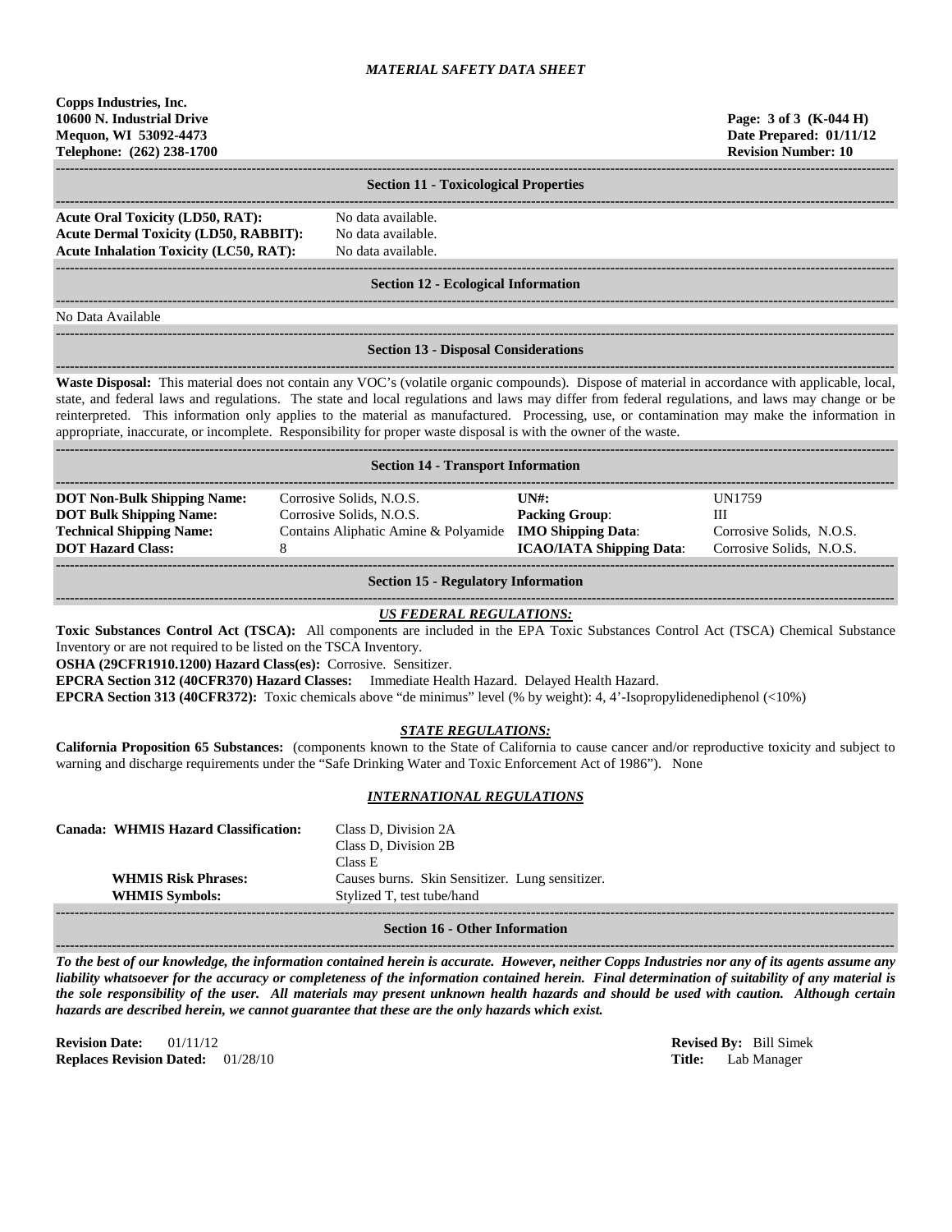## Section 11 - Toxicological Properties

**Acute Oral Toxicity (LD50, RAT):** No data available.
**Acute Dermal Toxicity (LD50, RABBIT):** No data available.
**Acute Inhalation Toxicity (LC50, RAT):** No data available.

## Section 12 - Ecological Information

No Data Available

## Section 13 - Disposal Considerations

**Waste Disposal:** This material does not contain any VOC's (volatile organic compounds). Dispose of material in accordance with applicable, local, state, and federal laws and regulations. The state and local regulations and laws may differ from federal regulations, and laws may change or be reinterpreted. This information only applies to the material as manufactured. Processing, use, or contamination may make the information in appropriate, inaccurate, or incomplete. Responsibility for proper waste disposal is with the owner of the waste.

## Section 14 - Transport Information

| | | | |
|---|---|---|---|
| **DOT Non-Bulk Shipping Name:** | Corrosive Solids, N.O.S. | **UN#:** | UN1759 |
| **DOT Bulk Shipping Name:** | Corrosive Solids, N.O.S. | **Packing Group**: | III |
| **Technical Shipping Name:** | Contains Aliphatic Amine & Polyamide | **IMO Shipping Data**: | Corrosive Solids, N.O.S. |
| **DOT Hazard Class:** | 8 | **ICAO/IATA Shipping Data**: | Corrosive Solids, N.O.S. |

## Section 15 - Regulatory Information

### *US FEDERAL REGULATIONS:*

**Toxic Substances Control Act (TSCA):** All components are included in the EPA Toxic Substances Control Act (TSCA) Chemical Substance Inventory or are not required to be listed on the TSCA Inventory.

**OSHA (29CFR1910.1200) Hazard Class(es):** Corrosive. Sensitizer.

**EPCRA Section 312 (40CFR370) Hazard Classes:** Immediate Health Hazard. Delayed Health Hazard.

**EPCRA Section 313 (40CFR372):** Toxic chemicals above "de minimus" level (% by weight): 4, 4'-Isopropylidenediphenol (<10%)

### *STATE REGULATIONS:*

**California Proposition 65 Substances:** (components known to the State of California to cause cancer and/or reproductive toxicity and subject to warning and discharge requirements under the "Safe Drinking Water and Toxic Enforcement Act of 1986"). None

### *INTERNATIONAL REGULATIONS*

| | |
|---|---|
| **Canada: WHMIS Hazard Classification:** | Class D, Division 2A<br>Class D, Division 2B<br>Class E |
| **WHMIS Risk Phrases:** | Causes burns. Skin Sensitizer. Lung sensitizer. |
| **WHMIS Symbols:** | Stylized T, test tube/hand |

## Section 16 - Other Information

***To the best of our knowledge, the information contained herein is accurate. However, neither Copps Industries nor any of its agents assume any liability whatsoever for the accuracy or completeness of the information contained herein. Final determination of suitability of any material is the sole responsibility of the user. All materials may present unknown health hazards and should be used with caution. Although certain hazards are described herein, we cannot guarantee that these are the only hazards which exist.***

**Revision Date:** 01/11/12
**Replaces Revision Dated:** 01/28/10

**Revised By:** Bill Simek
**Title:** Lab Manager